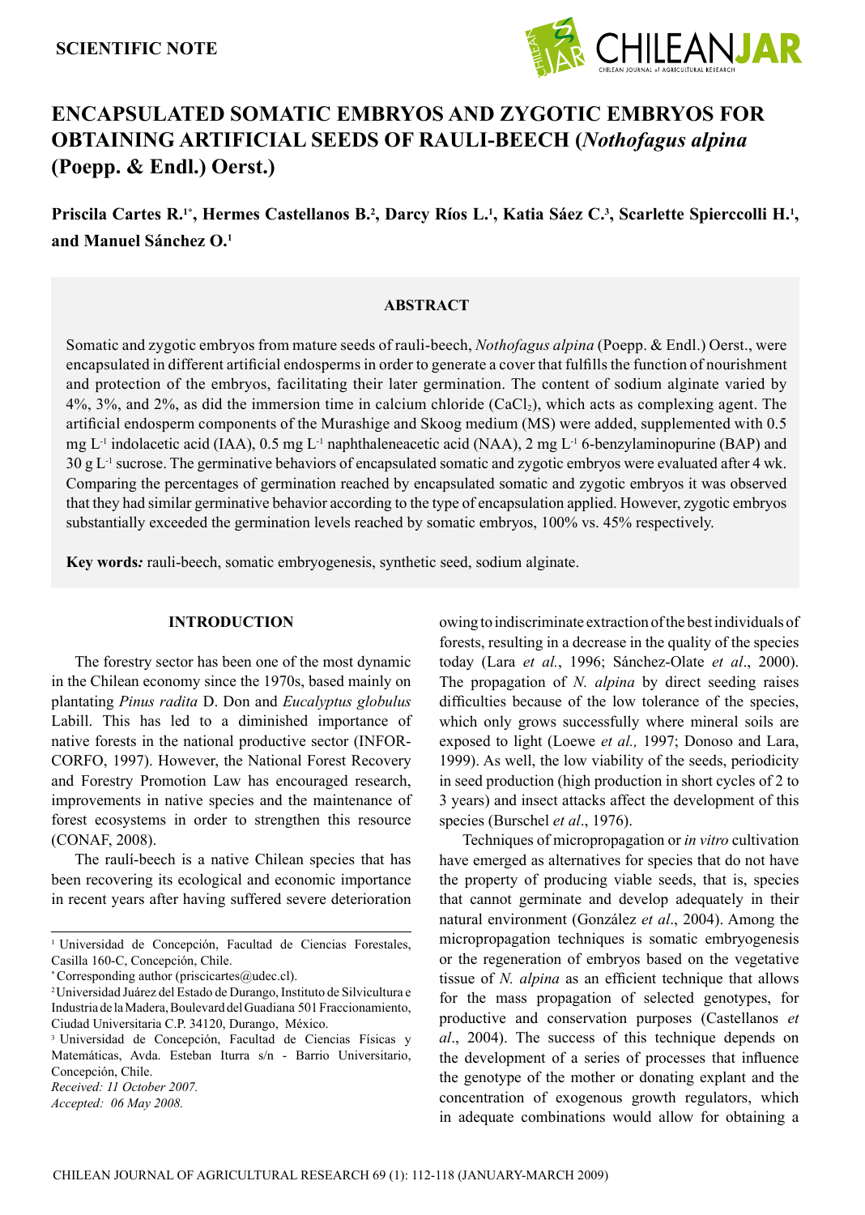SCIENTIFIC NOTE

# ENCAPSULATED SOMATIC EMBRYOS AND ZYGOTIC EMBRYOS FOR OBTAINING ARTIFICIAL SEEDS OF RAULI-BEECH (*Nothofagus alpina* (Poepp. & Endl.) Oerst.)

**Priscila Cartes R.[1*], Hermes Castellanos B.[2], Darcy Ríos L.[1], Katia Sáez C.[3], Scarlette Spierccolli H.[1], and Manuel Sánchez O.[1]**

## ABSTRACT

Somatic and zygotic embryos from mature seeds of rauli-beech, *Nothofagus alpina* (Poepp. & Endl.) Oerst., were encapsulated in different artificial endosperms in order to generate a cover that fulfills the function of nourishment and protection of the embryos, facilitating their later germination. The content of sodium alginate varied by 4%, 3%, and 2%, as did the immersion time in calcium chloride ($CaCl_2$), which acts as complexing agent. The artificial endosperm components of the Murashige and Skoog medium (MS) were added, supplemented with 0.5 mg $L^{-1}$ indolacetic acid (IAA), 0.5 mg $L^{-1}$ naphthaleneacetic acid (NAA), 2 mg $L^{-1}$ 6-benzylaminopurine (BAP) and 30 g $L^{-1}$ sucrose. The germinative behaviors of encapsulated somatic and zygotic embryos were evaluated after 4 wk. Comparing the percentages of germination reached by encapsulated somatic and zygotic embryos it was observed that they had similar germinative behavior according to the type of encapsulation applied. However, zygotic embryos substantially exceeded the germination levels reached by somatic embryos, 100% vs. 45% respectively.

**Key words*:*** rauli-beech, somatic embryogenesis, synthetic seed, sodium alginate.

## INTRODUCTION

The forestry sector has been one of the most dynamic in the Chilean economy since the 1970s, based mainly on plantating *Pinus radita* D. Don and *Eucalyptus globulus* Labill. This has led to a diminished importance of native forests in the national productive sector (INFOR-CORFO, 1997). However, the National Forest Recovery and Forestry Promotion Law has encouraged research, improvements in native species and the maintenance of forest ecosystems in order to strengthen this resource (CONAF, 2008).

The raulí-beech is a native Chilean species that has been recovering its ecological and economic importance in recent years after having suffered severe deterioration owing to indiscriminate extraction of the best individuals of forests, resulting in a decrease in the quality of the species today (Lara *et al.*, 1996; Sánchez-Olate *et al*., 2000). The propagation of *N. alpina* by direct seeding raises difficulties because of the low tolerance of the species, which only grows successfully where mineral soils are exposed to light (Loewe *et al.,* 1997; Donoso and Lara, 1999). As well, the low viability of the seeds, periodicity in seed production (high production in short cycles of 2 to 3 years) and insect attacks affect the development of this species (Burschel *et al*., 1976).

Techniques of micropropagation or *in vitro* cultivation have emerged as alternatives for species that do not have the property of producing viable seeds, that is, species that cannot germinate and develop adequately in their natural environment (González *et al*., 2004). Among the micropropagation techniques is somatic embryogenesis or the regeneration of embryos based on the vegetative tissue of *N. alpina* as an efficient technique that allows for the mass propagation of selected genotypes, for productive and conservation purposes (Castellanos *et al*., 2004). The success of this technique depends on the development of a series of processes that influence the genotype of the mother or donating explant and the concentration of exogenous growth regulators, which in adequate combinations would allow for obtaining a

---

[1] Universidad de Concepción, Facultad de Ciencias Forestales, Casilla 160-C, Concepción, Chile.

[*] Corresponding author (priscicartes@udec.cl).

[2] Universidad Juárez del Estado de Durango, Instituto de Silvicultura e Industria de la Madera, Boulevard del Guadiana 501 Fraccionamiento, Ciudad Universitaria C.P. 34120, Durango, México.

[3] Universidad de Concepción, Facultad de Ciencias Físicas y Matemáticas, Avda. Esteban Iturra s/n - Barrio Universitario, Concepción, Chile.

*Received: 11 October 2007.*
*Accepted: 06 May 2008.*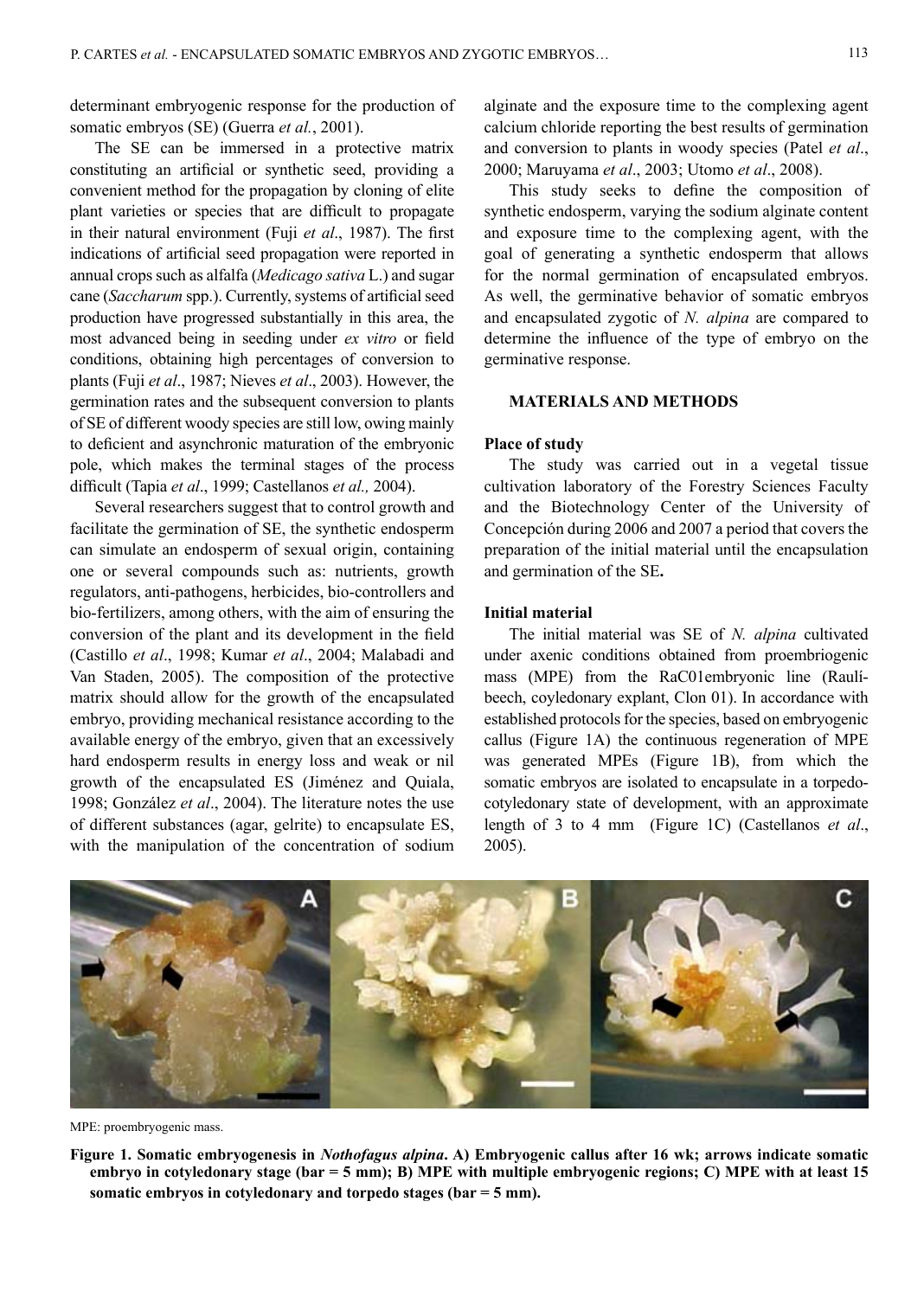determinant embryogenic response for the production of somatic embryos (SE) (Guerra *et al.*, 2001).

The SE can be immersed in a protective matrix constituting an artificial or synthetic seed, providing a convenient method for the propagation by cloning of elite plant varieties or species that are difficult to propagate in their natural environment (Fuji *et al*., 1987). The first indications of artificial seed propagation were reported in annual crops such as alfalfa (*Medicago sativa* L.) and sugar cane (*Saccharum* spp.). Currently, systems of artificial seed production have progressed substantially in this area, the most advanced being in seeding under *ex vitro* or field conditions, obtaining high percentages of conversion to plants (Fuji *et al*., 1987; Nieves *et al*., 2003). However, the germination rates and the subsequent conversion to plants of SE of different woody species are still low, owing mainly to deficient and asynchronic maturation of the embryonic pole, which makes the terminal stages of the process difficult (Tapia *et al*., 1999; Castellanos *et al.,* 2004).

Several researchers suggest that to control growth and facilitate the germination of SE, the synthetic endosperm can simulate an endosperm of sexual origin, containing one or several compounds such as: nutrients, growth regulators, anti-pathogens, herbicides, bio-controllers and bio-fertilizers, among others, with the aim of ensuring the conversion of the plant and its development in the field (Castillo *et al*., 1998; Kumar *et al*., 2004; Malabadi and Van Staden, 2005). The composition of the protective matrix should allow for the growth of the encapsulated embryo, providing mechanical resistance according to the available energy of the embryo, given that an excessively hard endosperm results in energy loss and weak or nil growth of the encapsulated ES (Jiménez and Quiala, 1998; González *et al*., 2004). The literature notes the use of different substances (agar, gelrite) to encapsulate ES, with the manipulation of the concentration of sodium alginate and the exposure time to the complexing agent calcium chloride reporting the best results of germination and conversion to plants in woody species (Patel *et al*., 2000; Maruyama *et al*., 2003; Utomo *et al*., 2008).

This study seeks to define the composition of synthetic endosperm, varying the sodium alginate content and exposure time to the complexing agent, with the goal of generating a synthetic endosperm that allows for the normal germination of encapsulated embryos. As well, the germinative behavior of somatic embryos and encapsulated zygotic of *N. alpina* are compared to determine the influence of the type of embryo on the germinative response.

## MATERIALS AND METHODS

### Place of study

The study was carried out in a vegetal tissue cultivation laboratory of the Forestry Sciences Faculty and the Biotechnology Center of the University of Concepción during 2006 and 2007 a period that covers the preparation of the initial material until the encapsulation and germination of the SE**.**

### Initial material

The initial material was SE of *N. alpina* cultivated under axenic conditions obtained from proembriogenic mass (MPE) from the RaC01embryonic line (Raulí-beech, coyledonary explant, Clon 01). In accordance with established protocols for the species, based on embryogenic callus (Figure 1A) the continuous regeneration of MPE was generated MPEs (Figure 1B), from which the somatic embryos are isolated to encapsulate in a torpedo-cotyledonary state of development, with an approximate length of 3 to 4 mm (Figure 1C) (Castellanos *et al*., 2005).

MPE: proembryogenic mass.

**Figure 1. Somatic embryogenesis in *Nothofagus alpina*. A) Embryogenic callus after 16 wk; arrows indicate somatic embryo in cotyledonary stage (bar = 5 mm); B) MPE with multiple embryogenic regions; C) MPE with at least 15 somatic embryos in cotyledonary and torpedo stages (bar = 5 mm).**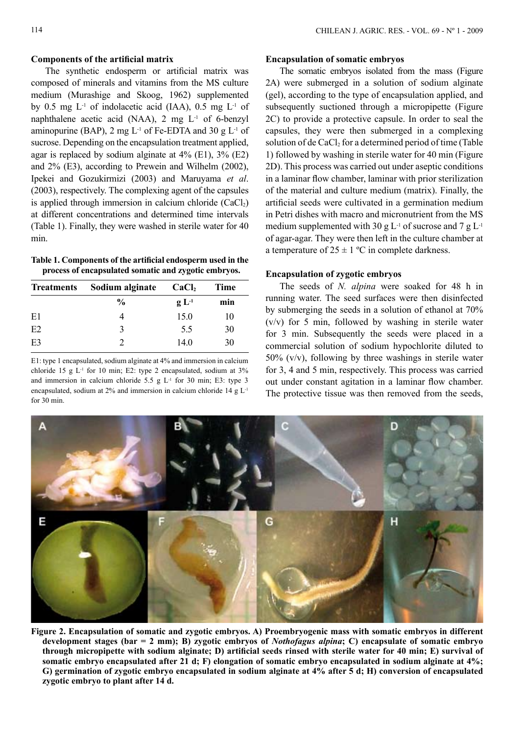### Components of the artificial matrix

The synthetic endosperm or artificial matrix was composed of minerals and vitamins from the MS culture medium (Murashige and Skoog, 1962) supplemented by 0.5 mg $L^{-1}$ of indolacetic acid (IAA), 0.5 mg $L^{-1}$ of naphthalene acetic acid (NAA), 2 mg $L^{-1}$ of 6-benzyl aminopurine (BAP), 2 mg $L^{-1}$ of Fe-EDTA and 30 g $L^{-1}$ of sucrose. Depending on the encapsulation treatment applied, agar is replaced by sodium alginate at 4% (E1), 3% (E2) and 2% (E3), according to Prewein and Wilhelm (2002), Ipekei and Gozukirmizi (2003) and Maruyama *et al*. (2003), respectively. The complexing agent of the capsules is applied through immersion in calcium chloride ($CaCl_2$) at different concentrations and determined time intervals (Table 1). Finally, they were washed in sterile water for 40 min.

**Table 1. Components of the artificial endosperm used in the process of encapsulated somatic and zygotic embryos.**

| Treatments | Sodium alginate | $CaCl_2$ | Time |
|---|---|---|---|
| | % | g $L^{-1}$ | min |
| E1 | 4 | 15.0 | 10 |
| E2 | 3 | 5.5 | 30 |
| E3 | 2 | 14.0 | 30 |

E1: type 1 encapsulated, sodium alginate at 4% and immersion in calcium chloride 15 g $L^{-1}$ for 10 min; E2: type 2 encapsulated, sodium at 3% and immersion in calcium chloride 5.5 g $L^{-1}$ for 30 min; E3: type 3 encapsulated, sodium at 2% and immersion in calcium chloride 14 g $L^{-1}$ for 30 min.

### Encapsulation of somatic embryos

The somatic embryos isolated from the mass (Figure 2A) were submerged in a solution of sodium alginate (gel), according to the type of encapsulation applied, and subsequently suctioned through a micropipette (Figure 2C) to provide a protective capsule. In order to seal the capsules, they were then submerged in a complexing solution of de $CaCl_2$ for a determined period of time (Table 1) followed by washing in sterile water for 40 min (Figure 2D). This process was carried out under aseptic conditions in a laminar flow chamber, laminar with prior sterilization of the material and culture medium (matrix). Finally, the artificial seeds were cultivated in a germination medium in Petri dishes with macro and micronutrient from the MS medium supplemented with 30 g $L^{-1}$ of sucrose and 7 g $L^{-1}$ of agar-agar. They were then left in the culture chamber at a temperature of $25 \pm 1$ ºC in complete darkness.

### Encapsulation of zygotic embryos

The seeds of *N. alpina* were soaked for 48 h in running water. The seed surfaces were then disinfected by submerging the seeds in a solution of ethanol at 70% (v/v) for 5 min, followed by washing in sterile water for 3 min. Subsequently the seeds were placed in a commercial solution of sodium hypochlorite diluted to 50% (v/v), following by three washings in sterile water for 3, 4 and 5 min, respectively. This process was carried out under constant agitation in a laminar flow chamber. The protective tissue was then removed from the seeds,

**Figure 2. Encapsulation of somatic and zygotic embryos. A) Proembryogenic mass with somatic embryos in different development stages (bar = 2 mm); B) zygotic embryos of *Nothofagus alpina*; C) encapsulate of somatic embryo through micropipette with sodium alginate; D) artificial seeds rinsed with sterile water for 40 min; E) survival of somatic embryo encapsulated after 21 d; F) elongation of somatic embryo encapsulated in sodium alginate at 4%; G) germination of zygotic embryo encapsulated in sodium alginate at 4% after 5 d; H) conversion of encapsulated zygotic embryo to plant after 14 d.**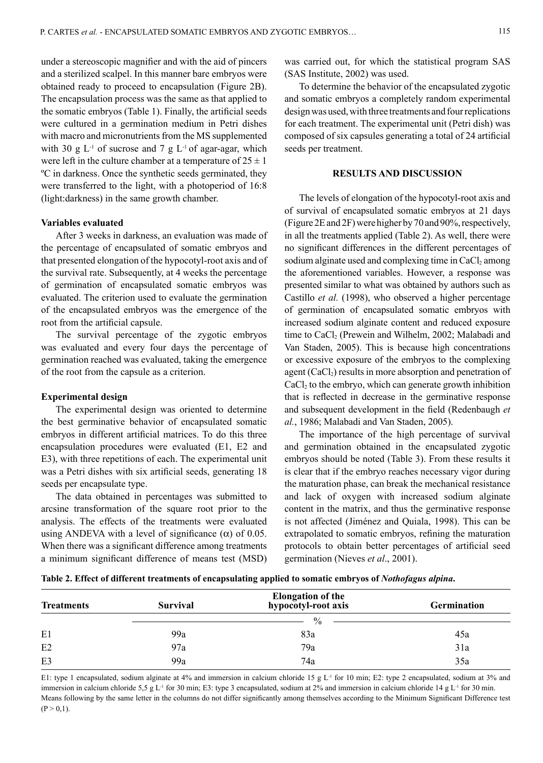under a stereoscopic magnifier and with the aid of pincers and a sterilized scalpel. In this manner bare embryos were obtained ready to proceed to encapsulation (Figure 2B). The encapsulation process was the same as that applied to the somatic embryos (Table 1). Finally, the artificial seeds were cultured in a germination medium in Petri dishes with macro and micronutrients from the MS supplemented with 30 g $L^{-1}$ of sucrose and 7 g $L^{-1}$ of agar-agar, which were left in the culture chamber at a temperature of $25 \pm 1$ ºC in darkness. Once the synthetic seeds germinated, they were transferred to the light, with a photoperiod of 16:8 (light:darkness) in the same growth chamber.

### Variables evaluated

After 3 weeks in darkness, an evaluation was made of the percentage of encapsulated of somatic embryos and that presented elongation of the hypocotyl-root axis and of the survival rate. Subsequently, at 4 weeks the percentage of germination of encapsulated somatic embryos was evaluated. The criterion used to evaluate the germination of the encapsulated embryos was the emergence of the root from the artificial capsule.

The survival percentage of the zygotic embryos was evaluated and every four days the percentage of germination reached was evaluated, taking the emergence of the root from the capsule as a criterion.

### Experimental design

The experimental design was oriented to determine the best germinative behavior of encapsulated somatic embryos in different artificial matrices. To do this three encapsulation procedures were evaluated (E1, E2 and E3), with three repetitions of each. The experimental unit was a Petri dishes with six artificial seeds, generating 18 seeds per encapsulate type.

The data obtained in percentages was submitted to arcsine transformation of the square root prior to the analysis. The effects of the treatments were evaluated using ANDEVA with a level of significance ($\alpha$) of 0.05. When there was a significant difference among treatments a minimum significant difference of means test (MSD) was carried out, for which the statistical program SAS (SAS Institute, 2002) was used.

To determine the behavior of the encapsulated zygotic and somatic embryos a completely random experimental design was used, with three treatments and four replications for each treatment. The experimental unit (Petri dish) was composed of six capsules generating a total of 24 artificial seeds per treatment.

## RESULTS AND DISCUSSION

The levels of elongation of the hypocotyl-root axis and of survival of encapsulated somatic embryos at 21 days (Figure 2E and 2F) were higher by 70 and 90%, respectively, in all the treatments applied (Table 2). As well, there were no significant differences in the different percentages of sodium alginate used and complexing time in $CaCl_2$ among the aforementioned variables. However, a response was presented similar to what was obtained by authors such as Castillo *et al.* (1998), who observed a higher percentage of germination of encapsulated somatic embryos with increased sodium alginate content and reduced exposure time to $CaCl_2$ (Prewein and Wilhelm, 2002; Malabadi and Van Staden, 2005). This is because high concentrations or excessive exposure of the embryos to the complexing agent ($CaCl_2$) results in more absorption and penetration of $CaCl_2$ to the embryo, which can generate growth inhibition that is reflected in decrease in the germinative response and subsequent development in the field (Redenbaugh *et al.*, 1986; Malabadi and Van Staden, 2005).

The importance of the high percentage of survival and germination obtained in the encapsulated zygotic embryos should be noted (Table 3). From these results it is clear that if the embryo reaches necessary vigor during the maturation phase, can break the mechanical resistance and lack of oxygen with increased sodium alginate content in the matrix, and thus the germinative response is not affected (Jiménez and Quiala, 1998). This can be extrapolated to somatic embryos, refining the maturation protocols to obtain better percentages of artificial seed germination (Nieves *et al*., 2001).

**Table 2. Effect of different treatments of encapsulating applied to somatic embryos of *Nothofagus alpina*.**

| Treatments | Survival | Elongation of the hypocotyl-root axis | Germination |
|---|---|---|---|
| | | % | |
| E1 | 99a | 83a | 45a |
| E2 | 97a | 79a | 31a |
| E3 | 99a | 74a | 35a |

E1: type 1 encapsulated, sodium alginate at 4% and immersion in calcium chloride 15 g $L^{-1}$ for 10 min; E2: type 2 encapsulated, sodium at 3% and immersion in calcium chloride 5,5 g $L^{-1}$ for 30 min; E3: type 3 encapsulated, sodium at 2% and immersion in calcium chloride 14 g $L^{-1}$ for 30 min.
Means following by the same letter in the columns do not differ significantly among themselves according to the Minimum Significant Difference test ($P > 0,1$).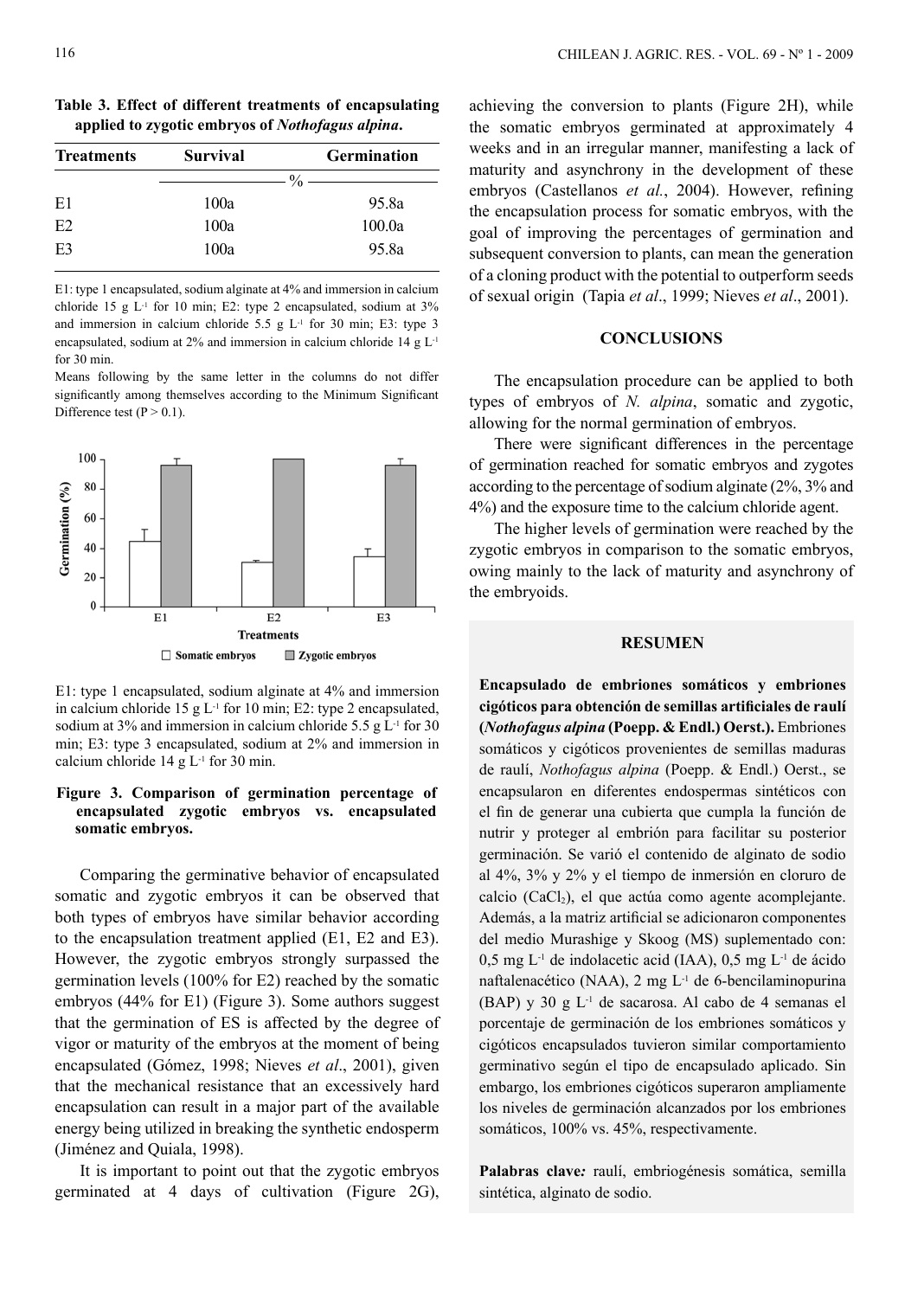**Table 3. Effect of different treatments of encapsulating applied to zygotic embryos of *Nothofagus alpina*.**

| Treatments | Survival | Germination |
|---|---|---|
| | % | |
| E1 | 100a | 95.8a |
| E2 | 100a | 100.0a |
| E3 | 100a | 95.8a |

E1: type 1 encapsulated, sodium alginate at 4% and immersion in calcium chloride 15 g $L^{-1}$ for 10 min; E2: type 2 encapsulated, sodium at 3% and immersion in calcium chloride 5.5 g $L^{-1}$ for 30 min; E3: type 3 encapsulated, sodium at 2% and immersion in calcium chloride 14 g $L^{-1}$ for 30 min.

Means following by the same letter in the columns do not differ significantly among themselves according to the Minimum Significant Difference test ($P > 0.1$).

E1: type 1 encapsulated, sodium alginate at 4% and immersion in calcium chloride 15 g $L^{-1}$ for 10 min; E2: type 2 encapsulated, sodium at 3% and immersion in calcium chloride 5.5 g $L^{-1}$ for 30 min; E3: type 3 encapsulated, sodium at 2% and immersion in calcium chloride 14 g $L^{-1}$ for 30 min.

**Figure 3. Comparison of germination percentage of encapsulated zygotic embryos vs. encapsulated somatic embryos.**

Comparing the germinative behavior of encapsulated somatic and zygotic embryos it can be observed that both types of embryos have similar behavior according to the encapsulation treatment applied (E1, E2 and E3). However, the zygotic embryos strongly surpassed the germination levels (100% for E2) reached by the somatic embryos (44% for E1) (Figure 3). Some authors suggest that the germination of ES is affected by the degree of vigor or maturity of the embryos at the moment of being encapsulated (Gómez, 1998; Nieves *et al*., 2001), given that the mechanical resistance that an excessively hard encapsulation can result in a major part of the available energy being utilized in breaking the synthetic endosperm (Jiménez and Quiala, 1998).

It is important to point out that the zygotic embryos germinated at 4 days of cultivation (Figure 2G), achieving the conversion to plants (Figure 2H), while the somatic embryos germinated at approximately 4 weeks and in an irregular manner, manifesting a lack of maturity and asynchrony in the development of these embryos (Castellanos *et al.*, 2004). However, refining the encapsulation process for somatic embryos, with the goal of improving the percentages of germination and subsequent conversion to plants, can mean the generation of a cloning product with the potential to outperform seeds of sexual origin (Tapia *et al*., 1999; Nieves *et al*., 2001).

## CONCLUSIONS

The encapsulation procedure can be applied to both types of embryos of *N. alpina*, somatic and zygotic, allowing for the normal germination of embryos.

There were significant differences in the percentage of germination reached for somatic embryos and zygotes according to the percentage of sodium alginate (2%, 3% and 4%) and the exposure time to the calcium chloride agent.

The higher levels of germination were reached by the zygotic embryos in comparison to the somatic embryos, owing mainly to the lack of maturity and asynchrony of the embryoids.

## RESUMEN

**Encapsulado de embriones somáticos y embriones cigóticos para obtención de semillas artificiales de raulí (*Nothofagus alpina* (Poepp. & Endl.) Oerst.).** Embriones somáticos y cigóticos provenientes de semillas maduras de raulí, *Nothofagus alpina* (Poepp. & Endl.) Oerst., se encapsularon en diferentes endospermas sintéticos con el fin de generar una cubierta que cumpla la función de nutrir y proteger al embrión para facilitar su posterior germinación. Se varió el contenido de alginato de sodio al 4%, 3% y 2% y el tiempo de inmersión en cloruro de calcio ($CaCl_2$), el que actúa como agente acomplejante. Además, a la matriz artificial se adicionaron componentes del medio Murashige y Skoog (MS) suplementado con: 0,5 mg $L^{-1}$ de indolacetic acid (IAA), 0,5 mg $L^{-1}$ de ácido naftalenacético (NAA), 2 mg $L^{-1}$ de 6-bencilaminopurina (BAP) y 30 g $L^{-1}$ de sacarosa. Al cabo de 4 semanas el porcentaje de germinación de los embriones somáticos y cigóticos encapsulados tuvieron similar comportamiento germinativo según el tipo de encapsulado aplicado. Sin embargo, los embriones cigóticos superaron ampliamente los niveles de germinación alcanzados por los embriones somáticos, 100% vs. 45%, respectivamente.

**Palabras clave*:*** raulí, embriogénesis somática, semilla sintética, alginato de sodio.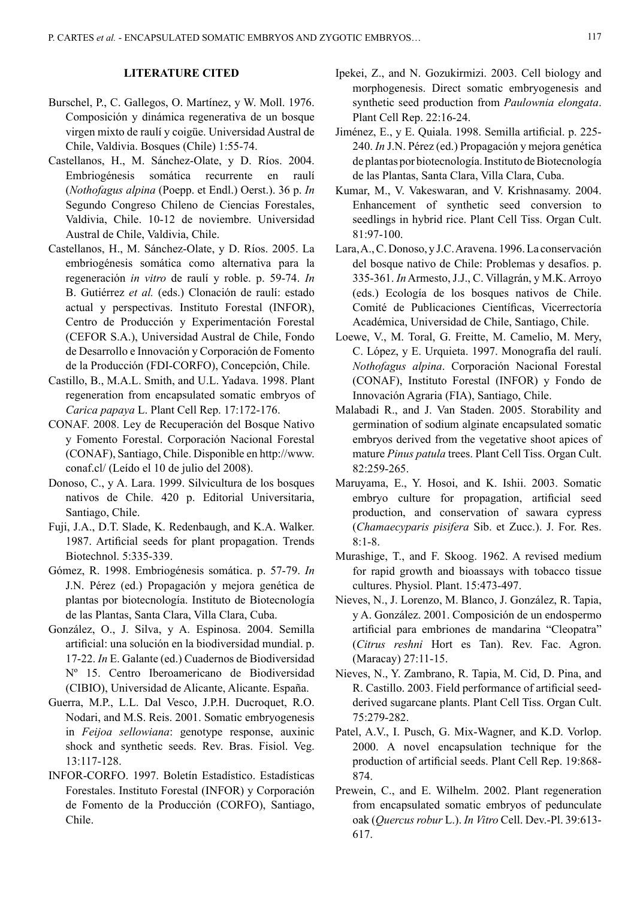## LITERATURE CITED

Burschel, P., C. Gallegos, O. Martínez, y W. Moll. 1976. Composición y dinámica regenerativa de un bosque virgen mixto de raulí y coigüe. Universidad Austral de Chile, Valdivia. Bosques (Chile) 1:55-74.

Castellanos, H., M. Sánchez-Olate, y D. Ríos. 2004. Embriogénesis somática recurrente en raulí (*Nothofagus alpina* (Poepp. et Endl.) Oerst.). 36 p. *In* Segundo Congreso Chileno de Ciencias Forestales, Valdivia, Chile. 10-12 de noviembre. Universidad Austral de Chile, Valdivia, Chile.

Castellanos, H., M. Sánchez-Olate, y D. Ríos. 2005. La embriogénesis somática como alternativa para la regeneración *in vitro* de raulí y roble. p. 59-74. *In* B. Gutiérrez *et al.* (eds.) Clonación de raulí: estado actual y perspectivas. Instituto Forestal (INFOR), Centro de Producción y Experimentación Forestal (CEFOR S.A.), Universidad Austral de Chile, Fondo de Desarrollo e Innovación y Corporación de Fomento de la Producción (FDI-CORFO), Concepción, Chile.

Castillo, B., M.A.L. Smith, and U.L. Yadava. 1998. Plant regeneration from encapsulated somatic embryos of *Carica papaya* L. Plant Cell Rep. 17:172-176.

CONAF. 2008. Ley de Recuperación del Bosque Nativo y Fomento Forestal. Corporación Nacional Forestal (CONAF), Santiago, Chile. Disponible en http://www.conaf.cl/ (Leído el 10 de julio del 2008).

Donoso, C., y A. Lara. 1999. Silvicultura de los bosques nativos de Chile. 420 p. Editorial Universitaria, Santiago, Chile.

Fuji, J.A., D.T. Slade, K. Redenbaugh, and K.A. Walker. 1987. Artificial seeds for plant propagation. Trends Biotechnol. 5:335-339.

Gómez, R. 1998. Embriogénesis somática. p. 57-79. *In* J.N. Pérez (ed.) Propagación y mejora genética de plantas por biotecnología. Instituto de Biotecnología de las Plantas, Santa Clara, Villa Clara, Cuba.

González, O., J. Silva, y A. Espinosa. 2004. Semilla artificial: una solución en la biodiversidad mundial. p. 17-22. *In* E. Galante (ed.) Cuadernos de Biodiversidad Nº 15. Centro Iberoamericano de Biodiversidad (CIBIO), Universidad de Alicante, Alicante. España.

Guerra, M.P., L.L. Dal Vesco, J.P.H. Ducroquet, R.O. Nodari, and M.S. Reis. 2001. Somatic embryogenesis in *Feijoa sellowiana*: genotype response, auxinic shock and synthetic seeds. Rev. Bras. Fisiol. Veg. 13:117-128.

INFOR-CORFO. 1997. Boletín Estadístico. Estadísticas Forestales. Instituto Forestal (INFOR) y Corporación de Fomento de la Producción (CORFO), Santiago, Chile.

Ipekei, Z., and N. Gozukirmizi. 2003. Cell biology and morphogenesis. Direct somatic embryogenesis and synthetic seed production from *Paulownia elongata*. Plant Cell Rep. 22:16-24.

Jiménez, E., y E. Quiala. 1998. Semilla artificial. p. 225-240. *In* J.N. Pérez (ed.) Propagación y mejora genética de plantas por biotecnología. Instituto de Biotecnología de las Plantas, Santa Clara, Villa Clara, Cuba.

Kumar, M., V. Vakeswaran, and V. Krishnasamy. 2004. Enhancement of synthetic seed conversion to seedlings in hybrid rice. Plant Cell Tiss. Organ Cult. 81:97-100.

Lara, A., C. Donoso, y J.C. Aravena. 1996. La conservación del bosque nativo de Chile: Problemas y desafíos. p. 335-361. *In* Armesto, J.J., C. Villagrán, y M.K. Arroyo (eds.) Ecología de los bosques nativos de Chile. Comité de Publicaciones Científicas, Vicerrectoría Académica, Universidad de Chile, Santiago, Chile.

Loewe, V., M. Toral, G. Freitte, M. Camelio, M. Mery, C. López, y E. Urquieta. 1997. Monografía del raulí. *Nothofagus alpina*. Corporación Nacional Forestal (CONAF), Instituto Forestal (INFOR) y Fondo de Innovación Agraria (FIA), Santiago, Chile.

Malabadi R., and J. Van Staden. 2005. Storability and germination of sodium alginate encapsulated somatic embryos derived from the vegetative shoot apices of mature *Pinus patula* trees. Plant Cell Tiss. Organ Cult. 82:259-265.

Maruyama, E., Y. Hosoi, and K. Ishii. 2003. Somatic embryo culture for propagation, artificial seed production, and conservation of sawara cypress (*Chamaecyparis pisifera* Sib. et Zucc.). J. For. Res. 8:1-8.

Murashige, T., and F. Skoog. 1962. A revised medium for rapid growth and bioassays with tobacco tissue cultures. Physiol. Plant. 15:473-497.

Nieves, N., J. Lorenzo, M. Blanco, J. González, R. Tapia, y A. González. 2001. Composición de un endospermo artificial para embriones de mandarina "Cleopatra" (*Citrus reshni* Hort es Tan). Rev. Fac. Agron. (Maracay) 27:11-15.

Nieves, N., Y. Zambrano, R. Tapia, M. Cid, D. Pina, and R. Castillo. 2003. Field performance of artificial seed-derived sugarcane plants. Plant Cell Tiss. Organ Cult. 75:279-282.

Patel, A.V., I. Pusch, G. Mix-Wagner, and K.D. Vorlop. 2000. A novel encapsulation technique for the production of artificial seeds. Plant Cell Rep. 19:868-874.

Prewein, C., and E. Wilhelm. 2002. Plant regeneration from encapsulated somatic embryos of pedunculate oak (*Quercus robur* L.). *In Vitro* Cell. Dev.-Pl. 39:613-617.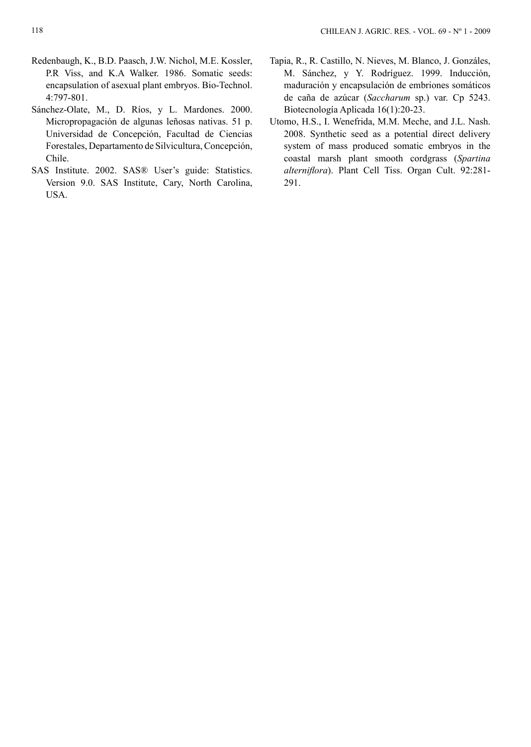Redenbaugh, K., B.D. Paasch, J.W. Nichol, M.E. Kossler, P.R Viss, and K.A Walker. 1986. Somatic seeds: encapsulation of asexual plant embryos. Bio-Technol. 4:797-801.

Sánchez-Olate, M., D. Ríos, y L. Mardones. 2000. Micropropagación de algunas leñosas nativas. 51 p. Universidad de Concepción, Facultad de Ciencias Forestales, Departamento de Silvicultura, Concepción, Chile.

SAS Institute. 2002. SAS® User's guide: Statistics. Version 9.0. SAS Institute, Cary, North Carolina, USA.

Tapia, R., R. Castillo, N. Nieves, M. Blanco, J. Gonzáles, M. Sánchez, y Y. Rodríguez. 1999. Inducción, maduración y encapsulación de embriones somáticos de caña de azúcar (*Saccharum* sp.) var. Cp 5243. Biotecnología Aplicada 16(1):20-23.

Utomo, H.S., I. Wenefrida, M.M. Meche, and J.L. Nash. 2008. Synthetic seed as a potential direct delivery system of mass produced somatic embryos in the coastal marsh plant smooth cordgrass (*Spartina alterniflora*). Plant Cell Tiss. Organ Cult. 92:281-291.